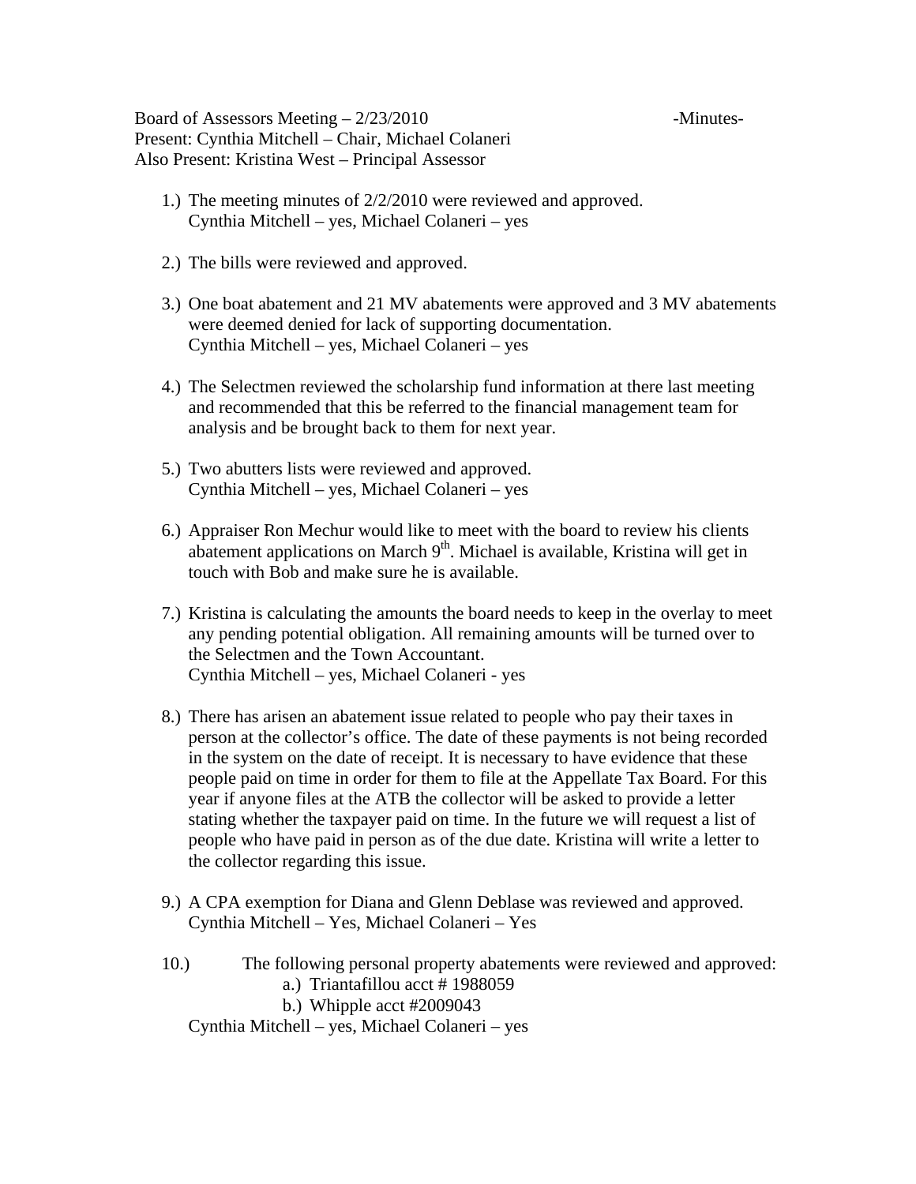Board of Assessors Meeting – 2/23/2010 -Minutes-
Present: Cynthia Mitchell – Chair, Michael Colaneri
Also Present: Kristina West – Principal Assessor

1.) The meeting minutes of 2/2/2010 were reviewed and approved.
Cynthia Mitchell – yes, Michael Colaneri – yes

2.) The bills were reviewed and approved.

3.) One boat abatement and 21 MV abatements were approved and 3 MV abatements were deemed denied for lack of supporting documentation.
Cynthia Mitchell – yes, Michael Colaneri – yes

4.) The Selectmen reviewed the scholarship fund information at there last meeting and recommended that this be referred to the financial management team for analysis and be brought back to them for next year.

5.) Two abutters lists were reviewed and approved.
Cynthia Mitchell – yes, Michael Colaneri – yes

6.) Appraiser Ron Mechur would like to meet with the board to review his clients abatement applications on March 9th. Michael is available, Kristina will get in touch with Bob and make sure he is available.

7.) Kristina is calculating the amounts the board needs to keep in the overlay to meet any pending potential obligation. All remaining amounts will be turned over to the Selectmen and the Town Accountant.
Cynthia Mitchell – yes, Michael Colaneri - yes

8.) There has arisen an abatement issue related to people who pay their taxes in person at the collector's office. The date of these payments is not being recorded in the system on the date of receipt. It is necessary to have evidence that these people paid on time in order for them to file at the Appellate Tax Board. For this year if anyone files at the ATB the collector will be asked to provide a letter stating whether the taxpayer paid on time. In the future we will request a list of people who have paid in person as of the due date. Kristina will write a letter to the collector regarding this issue.

9.) A CPA exemption for Diana and Glenn Deblase was reviewed and approved.
Cynthia Mitchell – Yes, Michael Colaneri – Yes

10.) The following personal property abatements were reviewed and approved:
   a.) Triantafillou acct # 1988059
   b.) Whipple acct #2009043

Cynthia Mitchell – yes, Michael Colaneri – yes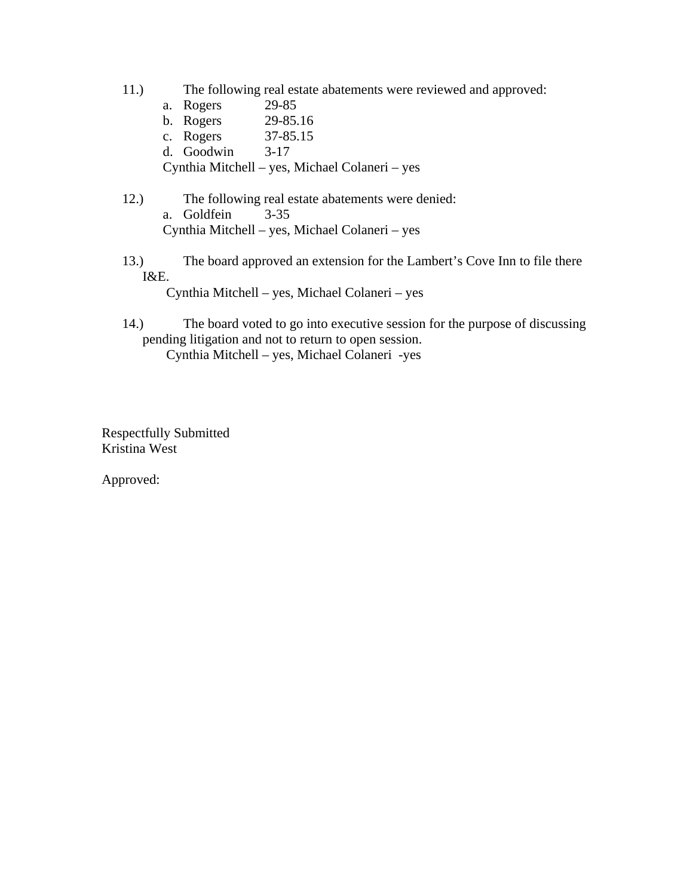11.) The following real estate abatements were reviewed and approved:

a. Rogers 29-85
b. Rogers 29-85.16
c. Rogers 37-85.15
d. Goodwin 3-17

Cynthia Mitchell – yes, Michael Colaneri – yes

12.) The following real estate abatements were denied:

a. Goldfein 3-35

Cynthia Mitchell – yes, Michael Colaneri – yes

13.) The board approved an extension for the Lambert's Cove Inn to file there I&E.

Cynthia Mitchell – yes, Michael Colaneri – yes

14.) The board voted to go into executive session for the purpose of discussing pending litigation and not to return to open session.

Cynthia Mitchell – yes, Michael Colaneri -yes

Respectfully Submitted
Kristina West

Approved: